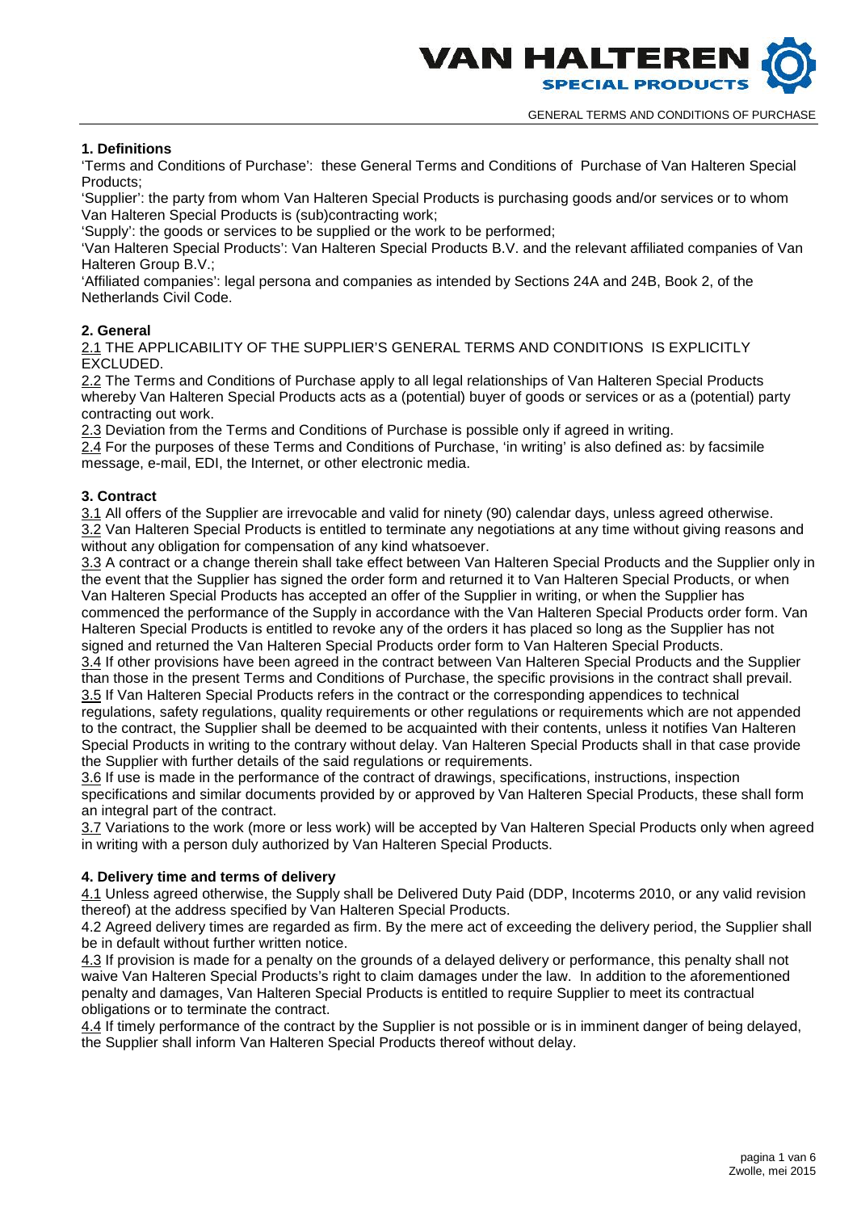## 1. Definitions

'Terms and Conditions of Purchase': these General Terms and Conditions of Purchase of Van Halteren Special Products;

'Supplier': the party from whom Van Halteren Special Products is purchasing goods and/or services or to whom Van Halteren Special Products is (sub)contracting work;

'Supply': the goods or services to be supplied or the work to be performed;

'Van Halteren Special Products': Van Halteren Special Products B.V. and the relevant affiliated companies of Van Halteren Group B.V.;

'Affiliated companies': legal persona and companies as intended by Sections 24A and 24B, Book 2, of the Netherlands Civil Code.

## 2. General

2.1 THE APPLICABILITY OF THE SUPPLIER'S GENERAL TERMS AND CONDITIONS IS EXPLICITLY EXCLUDED.

2.2 The Terms and Conditions of Purchase apply to all legal relationships of Van Halteren Special Products whereby Van Halteren Special Products acts as a (potential) buyer of goods or services or as a (potential) party contracting out work.

2.3 Deviation from the Terms and Conditions of Purchase is possible only if agreed in writing.

2.4 For the purposes of these Terms and Conditions of Purchase, 'in writing' is also defined as: by facsimile message, e-mail, EDI, the Internet, or other electronic media.

## 3. Contract

3.1 All offers of the Supplier are irrevocable and valid for ninety (90) calendar days, unless agreed otherwise.

3.2 Van Halteren Special Products is entitled to terminate any negotiations at any time without giving reasons and without any obligation for compensation of any kind whatsoever.

3.3 A contract or a change therein shall take effect between Van Halteren Special Products and the Supplier only in the event that the Supplier has signed the order form and returned it to Van Halteren Special Products, or when Van Halteren Special Products has accepted an offer of the Supplier in writing, or when the Supplier has commenced the performance of the Supply in accordance with the Van Halteren Special Products order form. Van Halteren Special Products is entitled to revoke any of the orders it has placed so long as the Supplier has not signed and returned the Van Halteren Special Products order form to Van Halteren Special Products.

3.4 If other provisions have been agreed in the contract between Van Halteren Special Products and the Supplier than those in the present Terms and Conditions of Purchase, the specific provisions in the contract shall prevail.

3.5 If Van Halteren Special Products refers in the contract or the corresponding appendices to technical regulations, safety regulations, quality requirements or other regulations or requirements which are not appended to the contract, the Supplier shall be deemed to be acquainted with their contents, unless it notifies Van Halteren Special Products in writing to the contrary without delay. Van Halteren Special Products shall in that case provide the Supplier with further details of the said regulations or requirements.

3.6 If use is made in the performance of the contract of drawings, specifications, instructions, inspection specifications and similar documents provided by or approved by Van Halteren Special Products, these shall form an integral part of the contract.

3.7 Variations to the work (more or less work) will be accepted by Van Halteren Special Products only when agreed in writing with a person duly authorized by Van Halteren Special Products.

## 4. Delivery time and terms of delivery

4.1 Unless agreed otherwise, the Supply shall be Delivered Duty Paid (DDP, Incoterms 2010, or any valid revision thereof) at the address specified by Van Halteren Special Products.

4.2 Agreed delivery times are regarded as firm. By the mere act of exceeding the delivery period, the Supplier shall be in default without further written notice.

4.3 If provision is made for a penalty on the grounds of a delayed delivery or performance, this penalty shall not waive Van Halteren Special Products's right to claim damages under the law. In addition to the aforementioned penalty and damages, Van Halteren Special Products is entitled to require Supplier to meet its contractual obligations or to terminate the contract.

4.4 If timely performance of the contract by the Supplier is not possible or is in imminent danger of being delayed, the Supplier shall inform Van Halteren Special Products thereof without delay.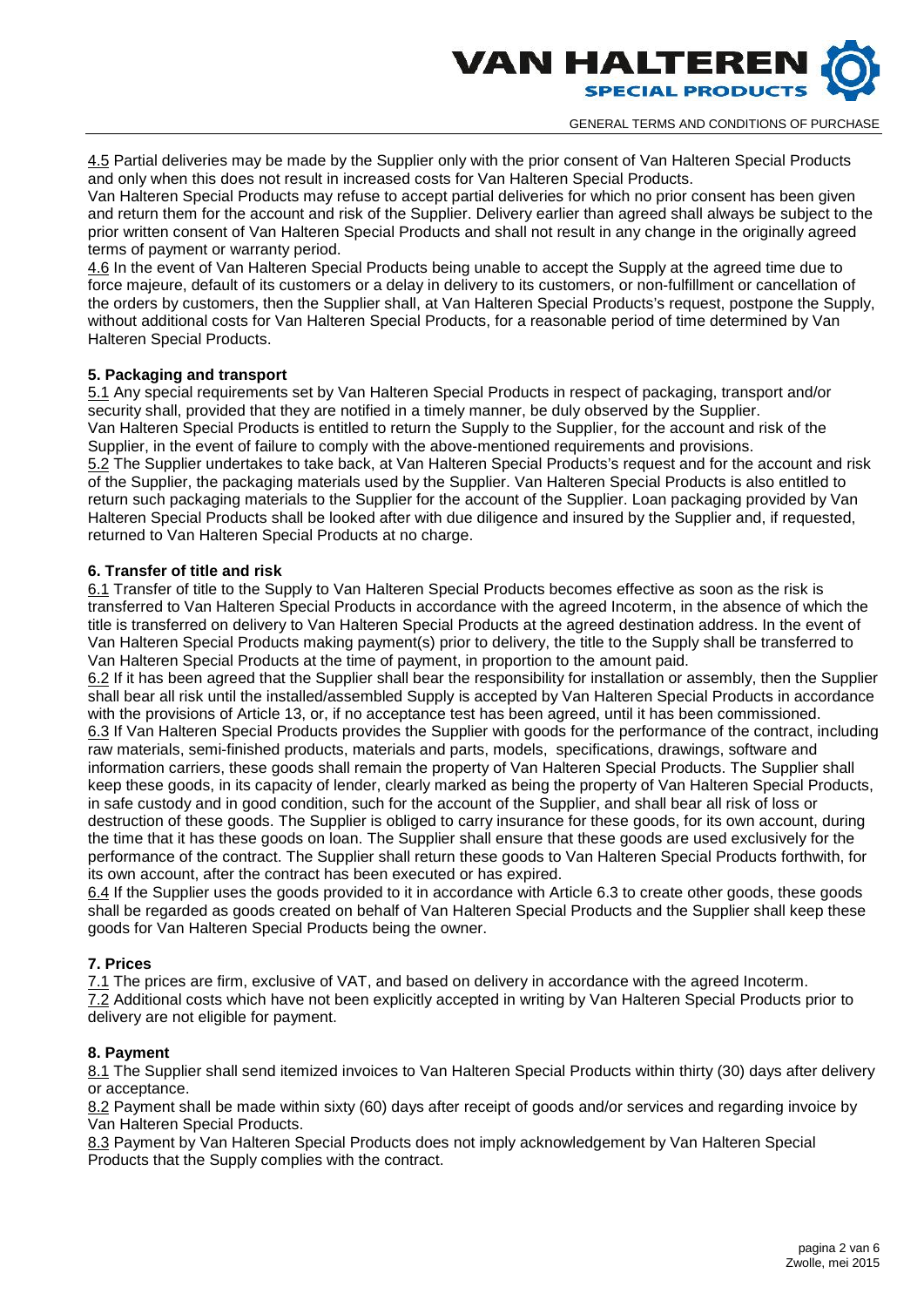4.5 Partial deliveries may be made by the Supplier only with the prior consent of Van Halteren Special Products and only when this does not result in increased costs for Van Halteren Special Products.
Van Halteren Special Products may refuse to accept partial deliveries for which no prior consent has been given and return them for the account and risk of the Supplier. Delivery earlier than agreed shall always be subject to the prior written consent of Van Halteren Special Products and shall not result in any change in the originally agreed terms of payment or warranty period.
4.6 In the event of Van Halteren Special Products being unable to accept the Supply at the agreed time due to force majeure, default of its customers or a delay in delivery to its customers, or non-fulfillment or cancellation of the orders by customers, then the Supplier shall, at Van Halteren Special Products's request, postpone the Supply, without additional costs for Van Halteren Special Products, for a reasonable period of time determined by Van Halteren Special Products.

**5. Packaging and transport**
5.1 Any special requirements set by Van Halteren Special Products in respect of packaging, transport and/or security shall, provided that they are notified in a timely manner, be duly observed by the Supplier.
Van Halteren Special Products is entitled to return the Supply to the Supplier, for the account and risk of the Supplier, in the event of failure to comply with the above-mentioned requirements and provisions.
5.2 The Supplier undertakes to take back, at Van Halteren Special Products's request and for the account and risk of the Supplier, the packaging materials used by the Supplier. Van Halteren Special Products is also entitled to return such packaging materials to the Supplier for the account of the Supplier. Loan packaging provided by Van Halteren Special Products shall be looked after with due diligence and insured by the Supplier and, if requested, returned to Van Halteren Special Products at no charge.

**6. Transfer of title and risk**
6.1 Transfer of title to the Supply to Van Halteren Special Products becomes effective as soon as the risk is transferred to Van Halteren Special Products in accordance with the agreed Incoterm, in the absence of which the title is transferred on delivery to Van Halteren Special Products at the agreed destination address. In the event of Van Halteren Special Products making payment(s) prior to delivery, the title to the Supply shall be transferred to Van Halteren Special Products at the time of payment, in proportion to the amount paid.
6.2 If it has been agreed that the Supplier shall bear the responsibility for installation or assembly, then the Supplier shall bear all risk until the installed/assembled Supply is accepted by Van Halteren Special Products in accordance with the provisions of Article 13, or, if no acceptance test has been agreed, until it has been commissioned.
6.3 If Van Halteren Special Products provides the Supplier with goods for the performance of the contract, including raw materials, semi-finished products, materials and parts, models, specifications, drawings, software and information carriers, these goods shall remain the property of Van Halteren Special Products. The Supplier shall keep these goods, in its capacity of lender, clearly marked as being the property of Van Halteren Special Products, in safe custody and in good condition, such for the account of the Supplier, and shall bear all risk of loss or destruction of these goods. The Supplier is obliged to carry insurance for these goods, for its own account, during the time that it has these goods on loan. The Supplier shall ensure that these goods are used exclusively for the performance of the contract. The Supplier shall return these goods to Van Halteren Special Products forthwith, for its own account, after the contract has been executed or has expired.
6.4 If the Supplier uses the goods provided to it in accordance with Article 6.3 to create other goods, these goods shall be regarded as goods created on behalf of Van Halteren Special Products and the Supplier shall keep these goods for Van Halteren Special Products being the owner.

**7. Prices**
7.1 The prices are firm, exclusive of VAT, and based on delivery in accordance with the agreed Incoterm.
7.2 Additional costs which have not been explicitly accepted in writing by Van Halteren Special Products prior to delivery are not eligible for payment.

**8. Payment**
8.1 The Supplier shall send itemized invoices to Van Halteren Special Products within thirty (30) days after delivery or acceptance.
8.2 Payment shall be made within sixty (60) days after receipt of goods and/or services and regarding invoice by Van Halteren Special Products.
8.3 Payment by Van Halteren Special Products does not imply acknowledgement by Van Halteren Special Products that the Supply complies with the contract.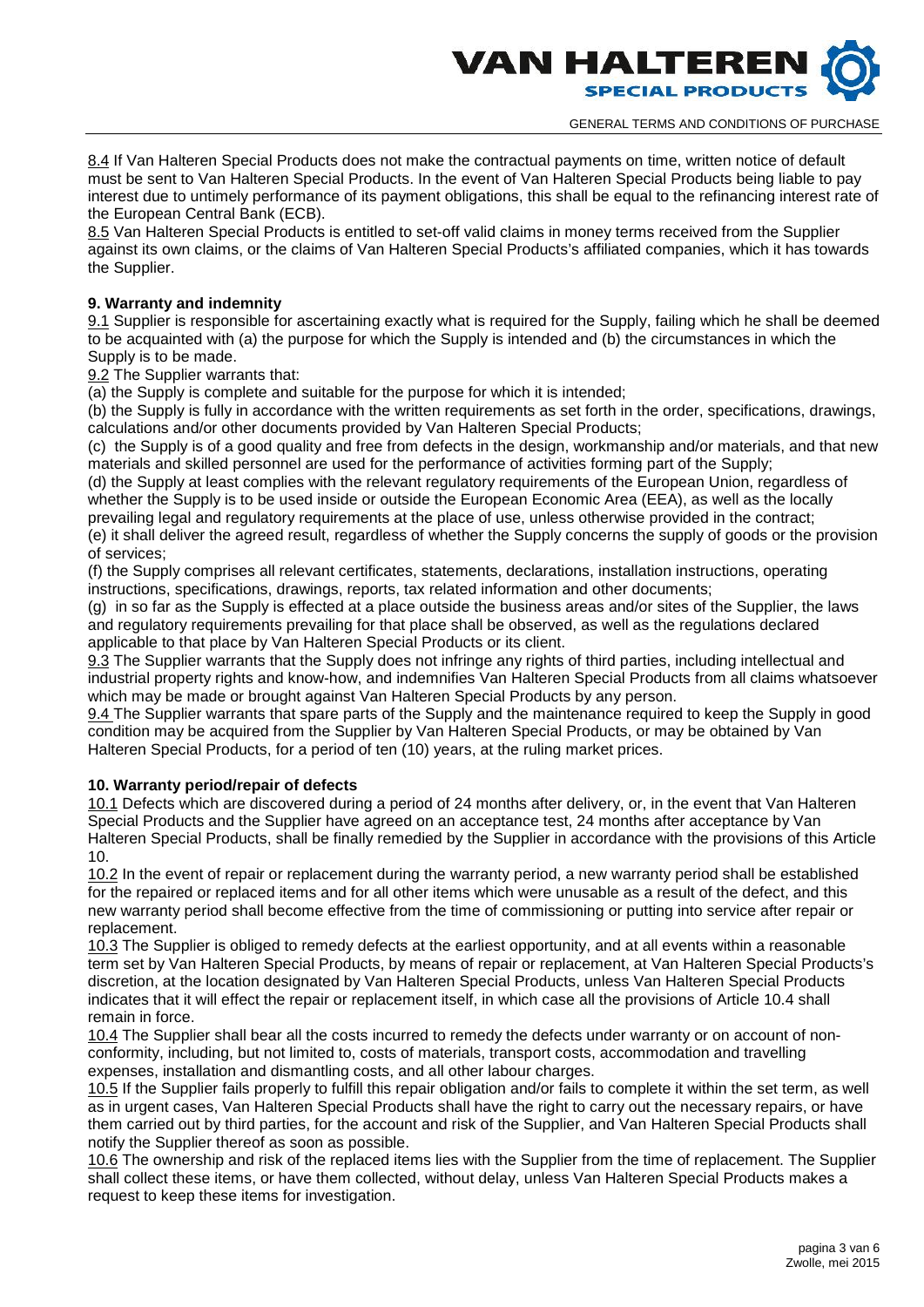8.4 If Van Halteren Special Products does not make the contractual payments on time, written notice of default must be sent to Van Halteren Special Products. In the event of Van Halteren Special Products being liable to pay interest due to untimely performance of its payment obligations, this shall be equal to the refinancing interest rate of the European Central Bank (ECB).
8.5 Van Halteren Special Products is entitled to set-off valid claims in money terms received from the Supplier against its own claims, or the claims of Van Halteren Special Products's affiliated companies, which it has towards the Supplier.

**9. Warranty and indemnity**

9.1 Supplier is responsible for ascertaining exactly what is required for the Supply, failing which he shall be deemed to be acquainted with (a) the purpose for which the Supply is intended and (b) the circumstances in which the Supply is to be made.
9.2 The Supplier warrants that:
(a) the Supply is complete and suitable for the purpose for which it is intended;
(b) the Supply is fully in accordance with the written requirements as set forth in the order, specifications, drawings, calculations and/or other documents provided by Van Halteren Special Products;
(c) the Supply is of a good quality and free from defects in the design, workmanship and/or materials, and that new materials and skilled personnel are used for the performance of activities forming part of the Supply;
(d) the Supply at least complies with the relevant regulatory requirements of the European Union, regardless of whether the Supply is to be used inside or outside the European Economic Area (EEA), as well as the locally prevailing legal and regulatory requirements at the place of use, unless otherwise provided in the contract;
(e) it shall deliver the agreed result, regardless of whether the Supply concerns the supply of goods or the provision of services;
(f) the Supply comprises all relevant certificates, statements, declarations, installation instructions, operating instructions, specifications, drawings, reports, tax related information and other documents;
(g) in so far as the Supply is effected at a place outside the business areas and/or sites of the Supplier, the laws and regulatory requirements prevailing for that place shall be observed, as well as the regulations declared applicable to that place by Van Halteren Special Products or its client.
9.3 The Supplier warrants that the Supply does not infringe any rights of third parties, including intellectual and industrial property rights and know-how, and indemnifies Van Halteren Special Products from all claims whatsoever which may be made or brought against Van Halteren Special Products by any person.
9.4 The Supplier warrants that spare parts of the Supply and the maintenance required to keep the Supply in good condition may be acquired from the Supplier by Van Halteren Special Products, or may be obtained by Van Halteren Special Products, for a period of ten (10) years, at the ruling market prices.

**10. Warranty period/repair of defects**

10.1 Defects which are discovered during a period of 24 months after delivery, or, in the event that Van Halteren Special Products and the Supplier have agreed on an acceptance test, 24 months after acceptance by Van Halteren Special Products, shall be finally remedied by the Supplier in accordance with the provisions of this Article 10.
10.2 In the event of repair or replacement during the warranty period, a new warranty period shall be established for the repaired or replaced items and for all other items which were unusable as a result of the defect, and this new warranty period shall become effective from the time of commissioning or putting into service after repair or replacement.
10.3 The Supplier is obliged to remedy defects at the earliest opportunity, and at all events within a reasonable term set by Van Halteren Special Products, by means of repair or replacement, at Van Halteren Special Products's discretion, at the location designated by Van Halteren Special Products, unless Van Halteren Special Products indicates that it will effect the repair or replacement itself, in which case all the provisions of Article 10.4 shall remain in force.
10.4 The Supplier shall bear all the costs incurred to remedy the defects under warranty or on account of non-conformity, including, but not limited to, costs of materials, transport costs, accommodation and travelling expenses, installation and dismantling costs, and all other labour charges.
10.5 If the Supplier fails properly to fulfill this repair obligation and/or fails to complete it within the set term, as well as in urgent cases, Van Halteren Special Products shall have the right to carry out the necessary repairs, or have them carried out by third parties, for the account and risk of the Supplier, and Van Halteren Special Products shall notify the Supplier thereof as soon as possible.
10.6 The ownership and risk of the replaced items lies with the Supplier from the time of replacement. The Supplier shall collect these items, or have them collected, without delay, unless Van Halteren Special Products makes a request to keep these items for investigation.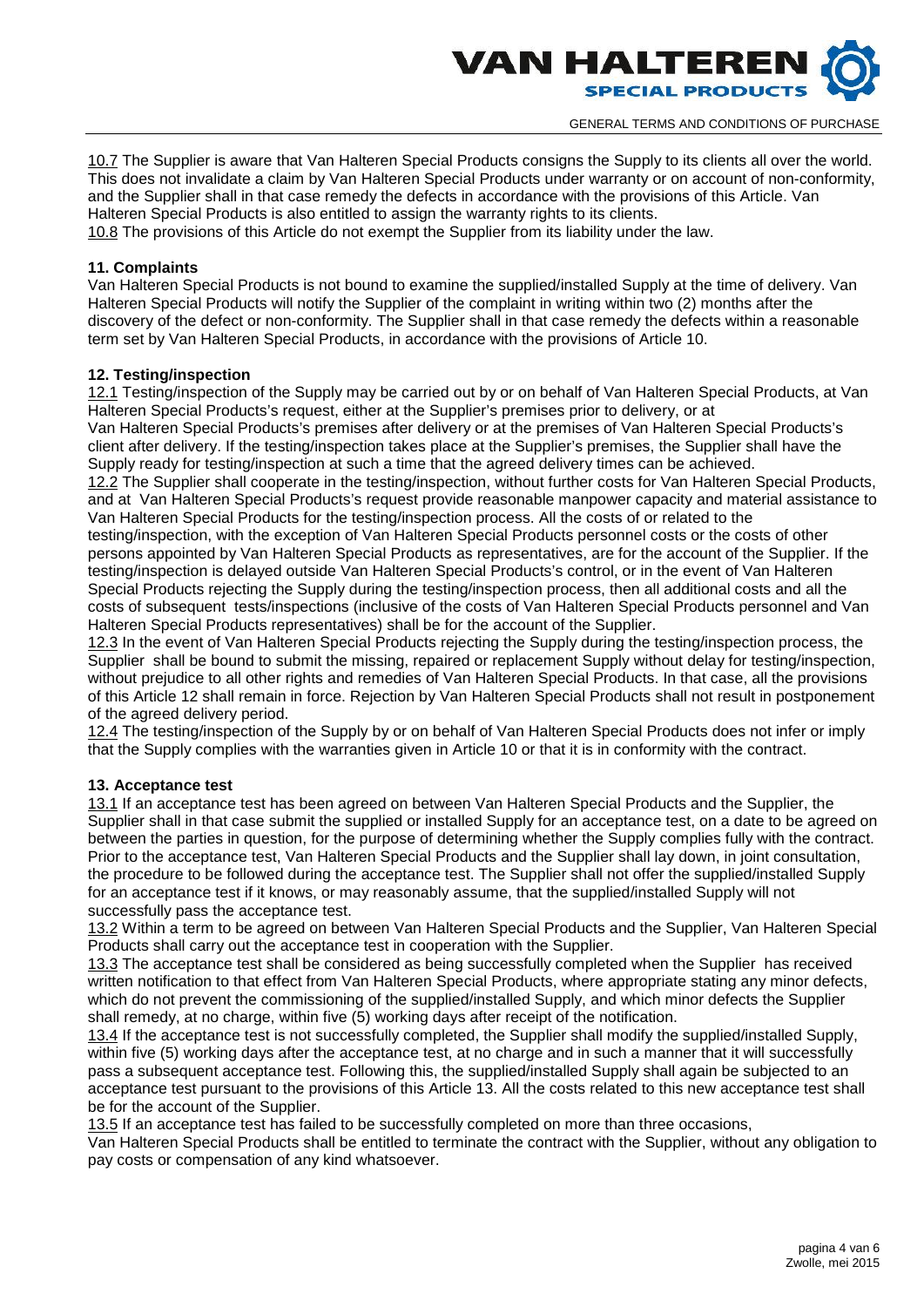10.7 The Supplier is aware that Van Halteren Special Products consigns the Supply to its clients all over the world. This does not invalidate a claim by Van Halteren Special Products under warranty or on account of non-conformity, and the Supplier shall in that case remedy the defects in accordance with the provisions of this Article. Van Halteren Special Products is also entitled to assign the warranty rights to its clients.
10.8 The provisions of this Article do not exempt the Supplier from its liability under the law.

**11. Complaints**

Van Halteren Special Products is not bound to examine the supplied/installed Supply at the time of delivery. Van Halteren Special Products will notify the Supplier of the complaint in writing within two (2) months after the discovery of the defect or non-conformity. The Supplier shall in that case remedy the defects within a reasonable term set by Van Halteren Special Products, in accordance with the provisions of Article 10.

**12. Testing/inspection**

12.1 Testing/inspection of the Supply may be carried out by or on behalf of Van Halteren Special Products, at Van Halteren Special Products's request, either at the Supplier's premises prior to delivery, or at Van Halteren Special Products's premises after delivery or at the premises of Van Halteren Special Products's client after delivery. If the testing/inspection takes place at the Supplier's premises, the Supplier shall have the Supply ready for testing/inspection at such a time that the agreed delivery times can be achieved.
12.2 The Supplier shall cooperate in the testing/inspection, without further costs for Van Halteren Special Products, and at Van Halteren Special Products's request provide reasonable manpower capacity and material assistance to Van Halteren Special Products for the testing/inspection process. All the costs of or related to the testing/inspection, with the exception of Van Halteren Special Products personnel costs or the costs of other persons appointed by Van Halteren Special Products as representatives, are for the account of the Supplier. If the testing/inspection is delayed outside Van Halteren Special Products's control, or in the event of Van Halteren Special Products rejecting the Supply during the testing/inspection process, then all additional costs and all the costs of subsequent tests/inspections (inclusive of the costs of Van Halteren Special Products personnel and Van Halteren Special Products representatives) shall be for the account of the Supplier.
12.3 In the event of Van Halteren Special Products rejecting the Supply during the testing/inspection process, the Supplier shall be bound to submit the missing, repaired or replacement Supply without delay for testing/inspection, without prejudice to all other rights and remedies of Van Halteren Special Products. In that case, all the provisions of this Article 12 shall remain in force. Rejection by Van Halteren Special Products shall not result in postponement of the agreed delivery period.
12.4 The testing/inspection of the Supply by or on behalf of Van Halteren Special Products does not infer or imply that the Supply complies with the warranties given in Article 10 or that it is in conformity with the contract.

**13. Acceptance test**

13.1 If an acceptance test has been agreed on between Van Halteren Special Products and the Supplier, the Supplier shall in that case submit the supplied or installed Supply for an acceptance test, on a date to be agreed on between the parties in question, for the purpose of determining whether the Supply complies fully with the contract. Prior to the acceptance test, Van Halteren Special Products and the Supplier shall lay down, in joint consultation, the procedure to be followed during the acceptance test. The Supplier shall not offer the supplied/installed Supply for an acceptance test if it knows, or may reasonably assume, that the supplied/installed Supply will not successfully pass the acceptance test.
13.2 Within a term to be agreed on between Van Halteren Special Products and the Supplier, Van Halteren Special Products shall carry out the acceptance test in cooperation with the Supplier.
13.3 The acceptance test shall be considered as being successfully completed when the Supplier has received written notification to that effect from Van Halteren Special Products, where appropriate stating any minor defects, which do not prevent the commissioning of the supplied/installed Supply, and which minor defects the Supplier shall remedy, at no charge, within five (5) working days after receipt of the notification.
13.4 If the acceptance test is not successfully completed, the Supplier shall modify the supplied/installed Supply, within five (5) working days after the acceptance test, at no charge and in such a manner that it will successfully pass a subsequent acceptance test. Following this, the supplied/installed Supply shall again be subjected to an acceptance test pursuant to the provisions of this Article 13. All the costs related to this new acceptance test shall be for the account of the Supplier.
13.5 If an acceptance test has failed to be successfully completed on more than three occasions, Van Halteren Special Products shall be entitled to terminate the contract with the Supplier, without any obligation to pay costs or compensation of any kind whatsoever.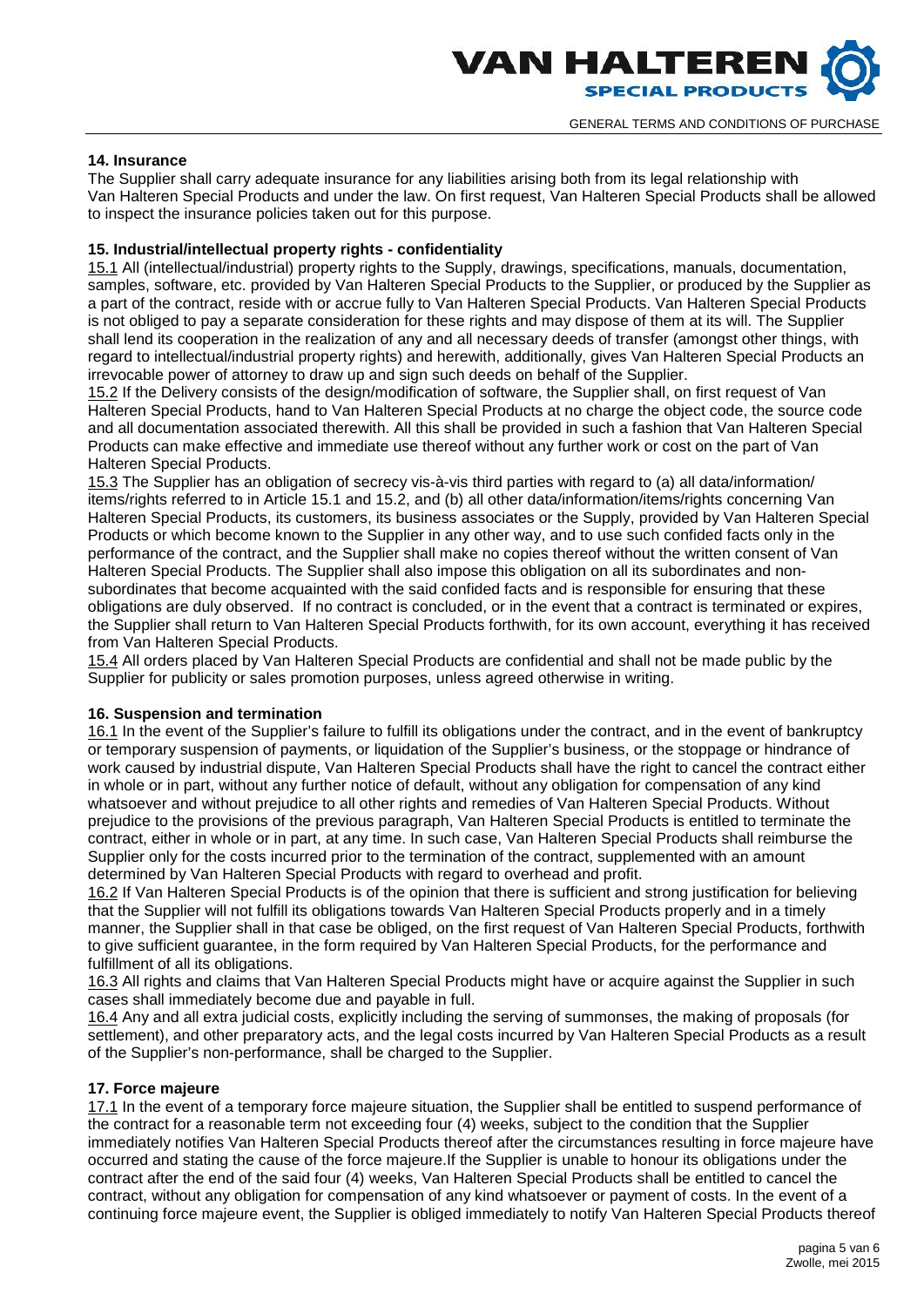**14. Insurance**

The Supplier shall carry adequate insurance for any liabilities arising both from its legal relationship with Van Halteren Special Products and under the law. On first request, Van Halteren Special Products shall be allowed to inspect the insurance policies taken out for this purpose.

**15. Industrial/intellectual property rights - confidentiality**

15.1 All (intellectual/industrial) property rights to the Supply, drawings, specifications, manuals, documentation, samples, software, etc. provided by Van Halteren Special Products to the Supplier, or produced by the Supplier as a part of the contract, reside with or accrue fully to Van Halteren Special Products. Van Halteren Special Products is not obliged to pay a separate consideration for these rights and may dispose of them at its will. The Supplier shall lend its cooperation in the realization of any and all necessary deeds of transfer (amongst other things, with regard to intellectual/industrial property rights) and herewith, additionally, gives Van Halteren Special Products an irrevocable power of attorney to draw up and sign such deeds on behalf of the Supplier.

15.2 If the Delivery consists of the design/modification of software, the Supplier shall, on first request of Van Halteren Special Products, hand to Van Halteren Special Products at no charge the object code, the source code and all documentation associated therewith. All this shall be provided in such a fashion that Van Halteren Special Products can make effective and immediate use thereof without any further work or cost on the part of Van Halteren Special Products.

15.3 The Supplier has an obligation of secrecy vis-à-vis third parties with regard to (a) all data/information/ items/rights referred to in Article 15.1 and 15.2, and (b) all other data/information/items/rights concerning Van Halteren Special Products, its customers, its business associates or the Supply, provided by Van Halteren Special Products or which become known to the Supplier in any other way, and to use such confided facts only in the performance of the contract, and the Supplier shall make no copies thereof without the written consent of Van Halteren Special Products. The Supplier shall also impose this obligation on all its subordinates and non-subordinates that become acquainted with the said confided facts and is responsible for ensuring that these obligations are duly observed. If no contract is concluded, or in the event that a contract is terminated or expires, the Supplier shall return to Van Halteren Special Products forthwith, for its own account, everything it has received from Van Halteren Special Products.

15.4 All orders placed by Van Halteren Special Products are confidential and shall not be made public by the Supplier for publicity or sales promotion purposes, unless agreed otherwise in writing.

**16. Suspension and termination**

16.1 In the event of the Supplier's failure to fulfill its obligations under the contract, and in the event of bankruptcy or temporary suspension of payments, or liquidation of the Supplier's business, or the stoppage or hindrance of work caused by industrial dispute, Van Halteren Special Products shall have the right to cancel the contract either in whole or in part, without any further notice of default, without any obligation for compensation of any kind whatsoever and without prejudice to all other rights and remedies of Van Halteren Special Products. Without prejudice to the provisions of the previous paragraph, Van Halteren Special Products is entitled to terminate the contract, either in whole or in part, at any time. In such case, Van Halteren Special Products shall reimburse the Supplier only for the costs incurred prior to the termination of the contract, supplemented with an amount determined by Van Halteren Special Products with regard to overhead and profit.

16.2 If Van Halteren Special Products is of the opinion that there is sufficient and strong justification for believing that the Supplier will not fulfill its obligations towards Van Halteren Special Products properly and in a timely manner, the Supplier shall in that case be obliged, on the first request of Van Halteren Special Products, forthwith to give sufficient guarantee, in the form required by Van Halteren Special Products, for the performance and fulfillment of all its obligations.

16.3 All rights and claims that Van Halteren Special Products might have or acquire against the Supplier in such cases shall immediately become due and payable in full.

16.4 Any and all extra judicial costs, explicitly including the serving of summonses, the making of proposals (for settlement), and other preparatory acts, and the legal costs incurred by Van Halteren Special Products as a result of the Supplier's non-performance, shall be charged to the Supplier.

**17. Force majeure**

17.1 In the event of a temporary force majeure situation, the Supplier shall be entitled to suspend performance of the contract for a reasonable term not exceeding four (4) weeks, subject to the condition that the Supplier immediately notifies Van Halteren Special Products thereof after the circumstances resulting in force majeure have occurred and stating the cause of the force majeure.If the Supplier is unable to honour its obligations under the contract after the end of the said four (4) weeks, Van Halteren Special Products shall be entitled to cancel the contract, without any obligation for compensation of any kind whatsoever or payment of costs. In the event of a continuing force majeure event, the Supplier is obliged immediately to notify Van Halteren Special Products thereof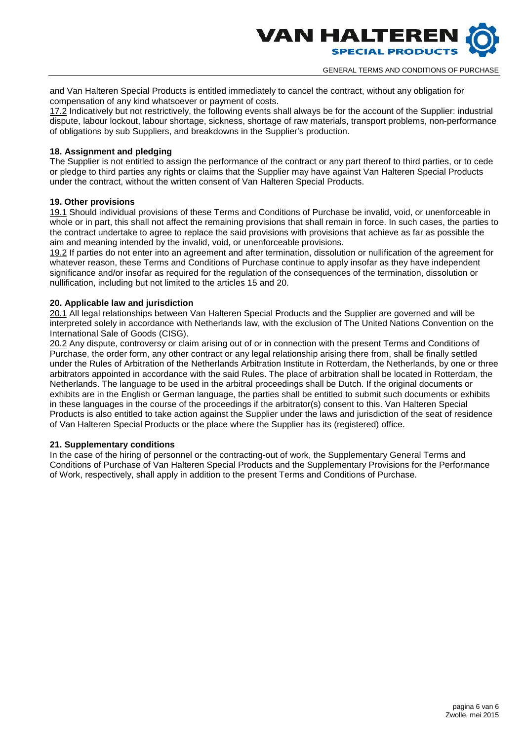and Van Halteren Special Products is entitled immediately to cancel the contract, without any obligation for compensation of any kind whatsoever or payment of costs.

17.2 Indicatively but not restrictively, the following events shall always be for the account of the Supplier: industrial dispute, labour lockout, labour shortage, sickness, shortage of raw materials, transport problems, non-performance of obligations by sub Suppliers, and breakdowns in the Supplier's production.

**18. Assignment and pledging**

The Supplier is not entitled to assign the performance of the contract or any part thereof to third parties, or to cede or pledge to third parties any rights or claims that the Supplier may have against Van Halteren Special Products under the contract, without the written consent of Van Halteren Special Products.

**19. Other provisions**

19.1 Should individual provisions of these Terms and Conditions of Purchase be invalid, void, or unenforceable in whole or in part, this shall not affect the remaining provisions that shall remain in force. In such cases, the parties to the contract undertake to agree to replace the said provisions with provisions that achieve as far as possible the aim and meaning intended by the invalid, void, or unenforceable provisions.

19.2 If parties do not enter into an agreement and after termination, dissolution or nullification of the agreement for whatever reason, these Terms and Conditions of Purchase continue to apply insofar as they have independent significance and/or insofar as required for the regulation of the consequences of the termination, dissolution or nullification, including but not limited to the articles 15 and 20.

**20. Applicable law and jurisdiction**

20.1 All legal relationships between Van Halteren Special Products and the Supplier are governed and will be interpreted solely in accordance with Netherlands law, with the exclusion of The United Nations Convention on the International Sale of Goods (CISG).

20.2 Any dispute, controversy or claim arising out of or in connection with the present Terms and Conditions of Purchase, the order form, any other contract or any legal relationship arising there from, shall be finally settled under the Rules of Arbitration of the Netherlands Arbitration Institute in Rotterdam, the Netherlands, by one or three arbitrators appointed in accordance with the said Rules. The place of arbitration shall be located in Rotterdam, the Netherlands. The language to be used in the arbitral proceedings shall be Dutch. If the original documents or exhibits are in the English or German language, the parties shall be entitled to submit such documents or exhibits in these languages in the course of the proceedings if the arbitrator(s) consent to this. Van Halteren Special Products is also entitled to take action against the Supplier under the laws and jurisdiction of the seat of residence of Van Halteren Special Products or the place where the Supplier has its (registered) office.

**21. Supplementary conditions**

In the case of the hiring of personnel or the contracting-out of work, the Supplementary General Terms and Conditions of Purchase of Van Halteren Special Products and the Supplementary Provisions for the Performance of Work, respectively, shall apply in addition to the present Terms and Conditions of Purchase.

Zwolle, mei 2015